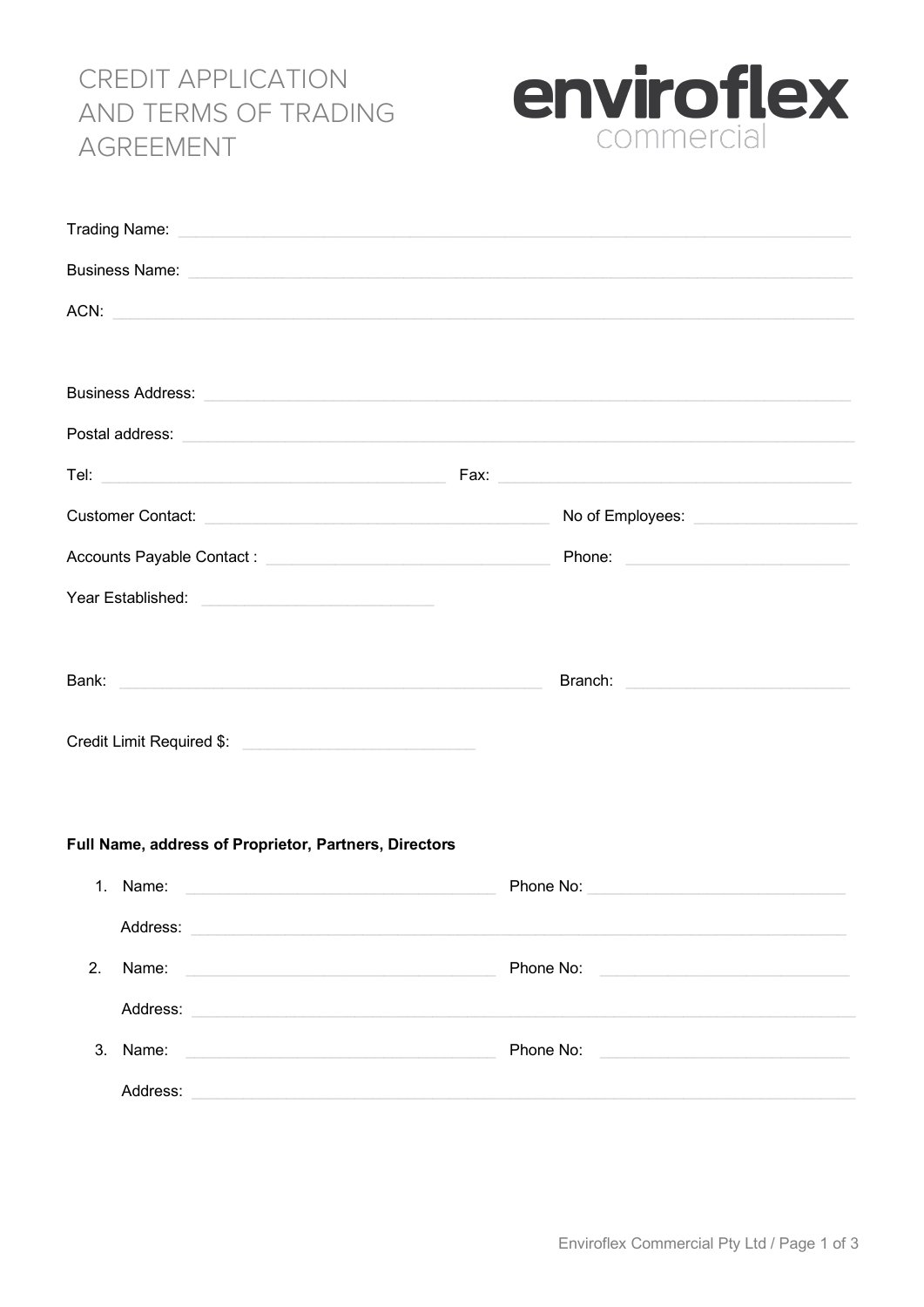# CREDIT APPLICATION AND TERMS OF TRADING AGREEMENT

**enviroflex** commercial

Trading Name: ______________________________________________

Business Name: ______________________________________________

ACN: ______________________________________________

Business Address: ______________________________________________

Postal address: ______________________________________________

Tel: ______________________ Fax: ______________________

Customer Contact: ______________________ No of Employees: ______________

Accounts Payable Contact : ______________________ Phone: ______________

Year Established: ______________

Bank: ______________________ Branch: ______________

Credit Limit Required $: ______________

**Full Name, address of Proprietor, Partners, Directors**

1. Name: ______________________ Phone No: ______________________

   Address: ______________________________________________

2. Name: ______________________ Phone No: ______________________

   Address: ______________________________________________

3. Name: ______________________ Phone No: ______________________

   Address: ______________________________________________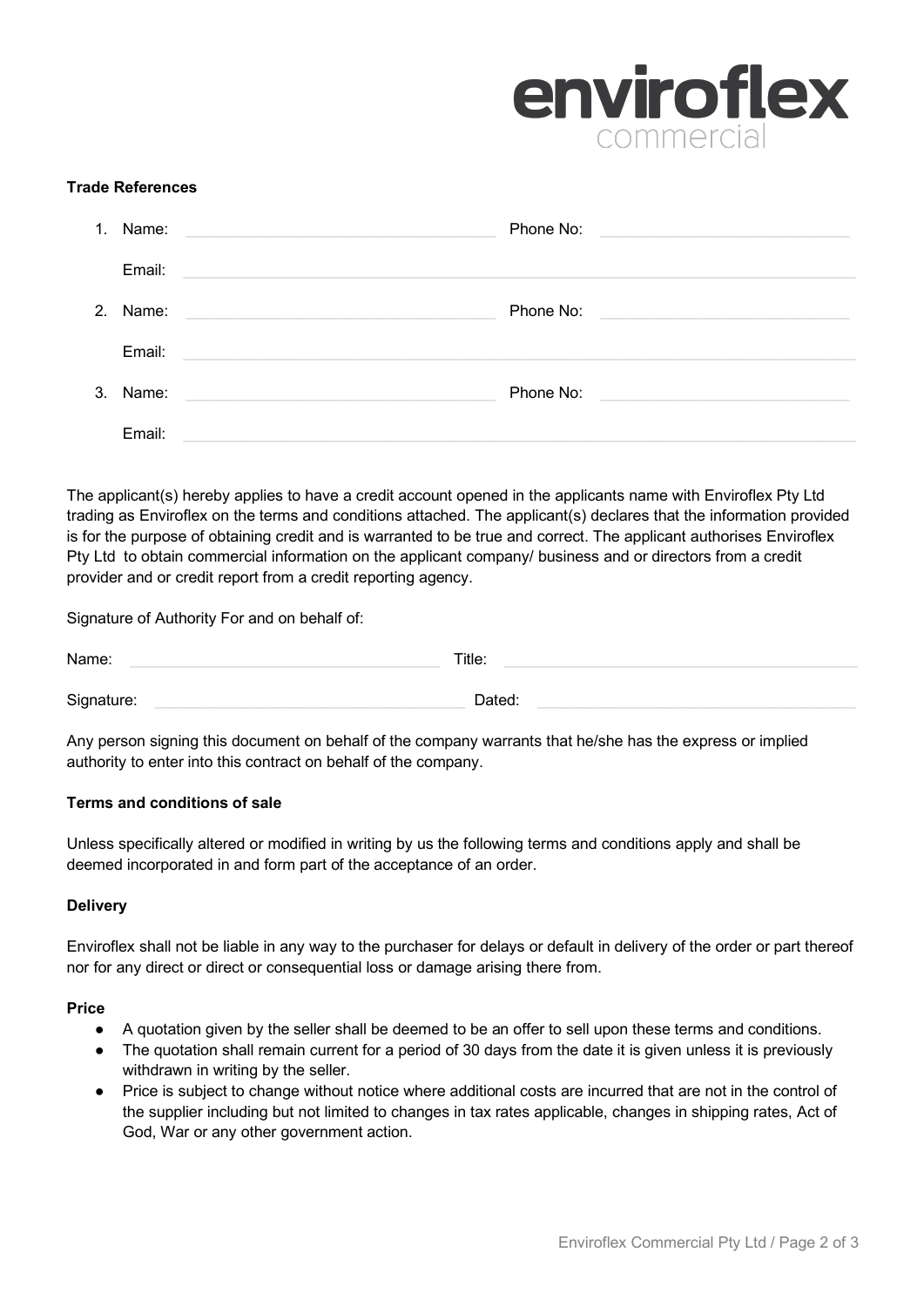**enviroflex**
commercial

**Trade References**

1. Name: \_\_\_\_\_\_\_\_\_\_\_\_\_\_\_\_\_\_\_\_ Phone No: \_\_\_\_\_\_\_\_\_\_\_\_\_\_\_\_\_\_\_\_

   Email: \_\_\_\_\_\_\_\_\_\_\_\_\_\_\_\_\_\_\_\_\_\_\_\_\_\_\_\_\_\_\_\_\_\_\_\_\_\_\_\_

2. Name: \_\_\_\_\_\_\_\_\_\_\_\_\_\_\_\_\_\_\_\_ Phone No: \_\_\_\_\_\_\_\_\_\_\_\_\_\_\_\_\_\_\_\_

   Email: \_\_\_\_\_\_\_\_\_\_\_\_\_\_\_\_\_\_\_\_\_\_\_\_\_\_\_\_\_\_\_\_\_\_\_\_\_\_\_\_

3. Name: \_\_\_\_\_\_\_\_\_\_\_\_\_\_\_\_\_\_\_\_ Phone No: \_\_\_\_\_\_\_\_\_\_\_\_\_\_\_\_\_\_\_\_

   Email: \_\_\_\_\_\_\_\_\_\_\_\_\_\_\_\_\_\_\_\_\_\_\_\_\_\_\_\_\_\_\_\_\_\_\_\_\_\_\_\_

The applicant(s) hereby applies to have a credit account opened in the applicants name with Enviroflex Pty Ltd trading as Enviroflex on the terms and conditions attached. The applicant(s) declares that the information provided is for the purpose of obtaining credit and is warranted to be true and correct. The applicant authorises Enviroflex Pty Ltd to obtain commercial information on the applicant company/ business and or directors from a credit provider and or credit report from a credit reporting agency.

Signature of Authority For and on behalf of:

Name: \_\_\_\_\_\_\_\_\_\_\_\_\_\_\_\_\_\_\_\_ Title: \_\_\_\_\_\_\_\_\_\_\_\_\_\_\_\_\_\_\_\_

Signature: \_\_\_\_\_\_\_\_\_\_\_\_\_\_\_\_\_\_\_\_ Dated: \_\_\_\_\_\_\_\_\_\_\_\_\_\_\_\_\_\_\_\_

Any person signing this document on behalf of the company warrants that he/she has the express or implied authority to enter into this contract on behalf of the company.

**Terms and conditions of sale**

Unless specifically altered or modified in writing by us the following terms and conditions apply and shall be deemed incorporated in and form part of the acceptance of an order.

**Delivery**

Enviroflex shall not be liable in any way to the purchaser for delays or default in delivery of the order or part thereof nor for any direct or direct or consequential loss or damage arising there from.

**Price**

- A quotation given by the seller shall be deemed to be an offer to sell upon these terms and conditions.
- The quotation shall remain current for a period of 30 days from the date it is given unless it is previously withdrawn in writing by the seller.
- Price is subject to change without notice where additional costs are incurred that are not in the control of the supplier including but not limited to changes in tax rates applicable, changes in shipping rates, Act of God, War or any other government action.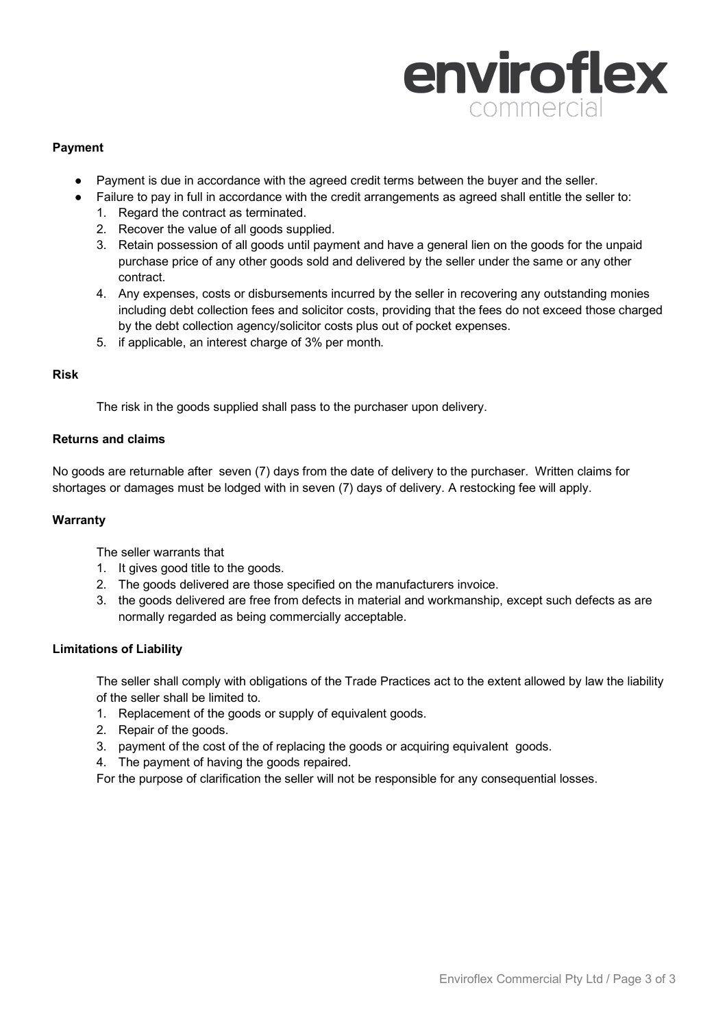**Payment**

- Payment is due in accordance with the agreed credit terms between the buyer and the seller.
- Failure to pay in full in accordance with the credit arrangements as agreed shall entitle the seller to:
  1. Regard the contract as terminated.
  2. Recover the value of all goods supplied.
  3. Retain possession of all goods until payment and have a general lien on the goods for the unpaid purchase price of any other goods sold and delivered by the seller under the same or any other contract.
  4. Any expenses, costs or disbursements incurred by the seller in recovering any outstanding monies including debt collection fees and solicitor costs, providing that the fees do not exceed those charged by the debt collection agency/solicitor costs plus out of pocket expenses.
  5. if applicable, an interest charge of 3% per month.

**Risk**

The risk in the goods supplied shall pass to the purchaser upon delivery.

**Returns and claims**

No goods are returnable after seven (7) days from the date of delivery to the purchaser. Written claims for shortages or damages must be lodged with in seven (7) days of delivery. A restocking fee will apply.

**Warranty**

The seller warrants that

1. It gives good title to the goods.
2. The goods delivered are those specified on the manufacturers invoice.
3. the goods delivered are free from defects in material and workmanship, except such defects as are normally regarded as being commercially acceptable.

**Limitations of Liability**

The seller shall comply with obligations of the Trade Practices act to the extent allowed by law the liability of the seller shall be limited to.

1. Replacement of the goods or supply of equivalent goods.
2. Repair of the goods.
3. payment of the cost of the of replacing the goods or acquiring equivalent goods.
4. The payment of having the goods repaired.

For the purpose of clarification the seller will not be responsible for any consequential losses.